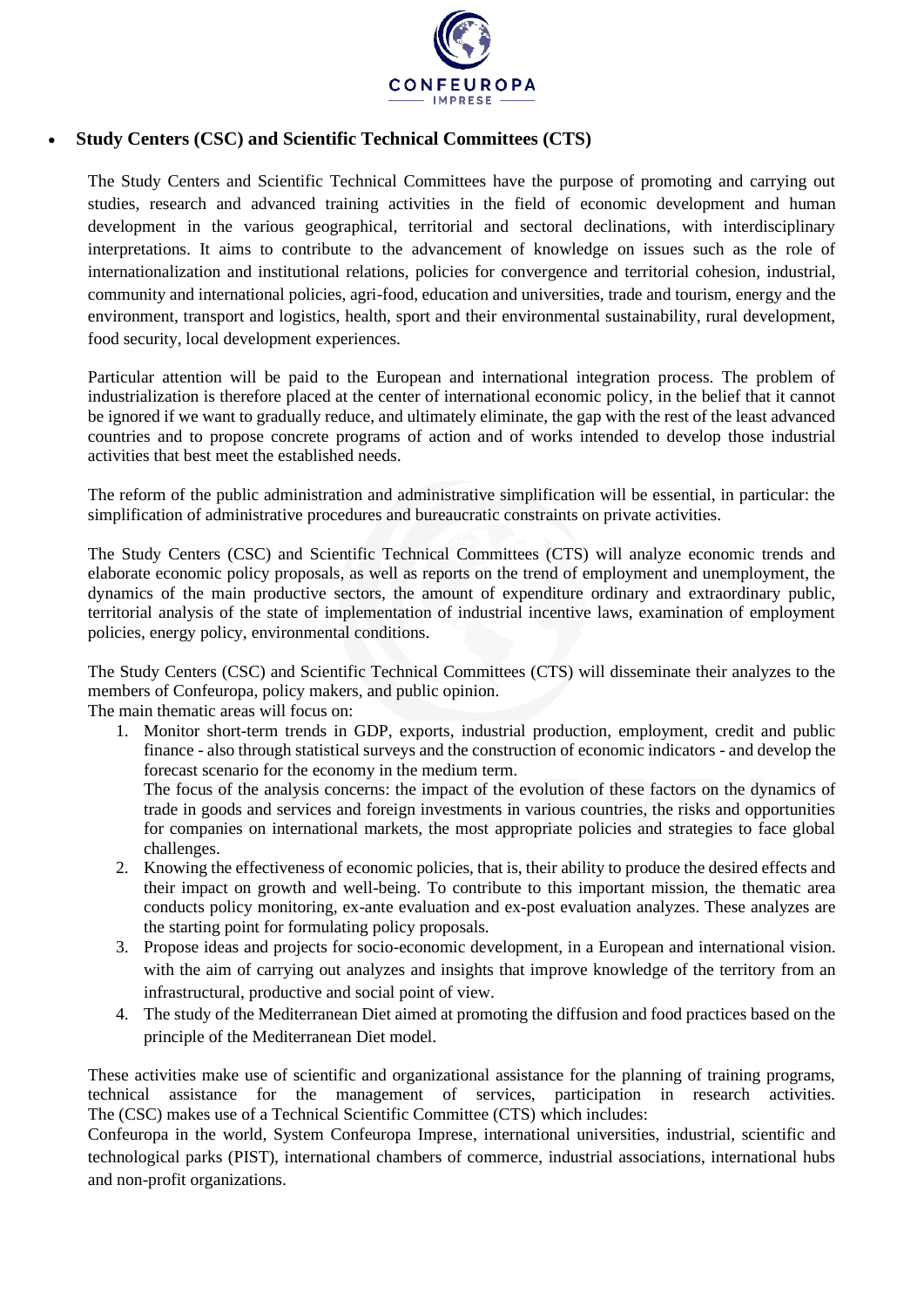- **Study Centers (CSC) and Scientific Technical Committees (CTS)**

The Study Centers and Scientific Technical Committees have the purpose of promoting and carrying out studies, research and advanced training activities in the field of economic development and human development in the various geographical, territorial and sectoral declinations, with interdisciplinary interpretations. It aims to contribute to the advancement of knowledge on issues such as the role of internationalization and institutional relations, policies for convergence and territorial cohesion, industrial, community and international policies, agri-food, education and universities, trade and tourism, energy and the environment, transport and logistics, health, sport and their environmental sustainability, rural development, food security, local development experiences.

Particular attention will be paid to the European and international integration process. The problem of industrialization is therefore placed at the center of international economic policy, in the belief that it cannot be ignored if we want to gradually reduce, and ultimately eliminate, the gap with the rest of the least advanced countries and to propose concrete programs of action and of works intended to develop those industrial activities that best meet the established needs.

The reform of the public administration and administrative simplification will be essential, in particular: the simplification of administrative procedures and bureaucratic constraints on private activities.

The Study Centers (CSC) and Scientific Technical Committees (CTS) will analyze economic trends and elaborate economic policy proposals, as well as reports on the trend of employment and unemployment, the dynamics of the main productive sectors, the amount of expenditure ordinary and extraordinary public, territorial analysis of the state of implementation of industrial incentive laws, examination of employment policies, energy policy, environmental conditions.

The Study Centers (CSC) and Scientific Technical Committees (CTS) will disseminate their analyzes to the members of Confeuropa, policy makers, and public opinion.
The main thematic areas will focus on:

1. Monitor short-term trends in GDP, exports, industrial production, employment, credit and public finance - also through statistical surveys and the construction of economic indicators - and develop the forecast scenario for the economy in the medium term.
   The focus of the analysis concerns: the impact of the evolution of these factors on the dynamics of trade in goods and services and foreign investments in various countries, the risks and opportunities for companies on international markets, the most appropriate policies and strategies to face global challenges.
2. Knowing the effectiveness of economic policies, that is, their ability to produce the desired effects and their impact on growth and well-being. To contribute to this important mission, the thematic area conducts policy monitoring, ex-ante evaluation and ex-post evaluation analyzes. These analyzes are the starting point for formulating policy proposals.
3. Propose ideas and projects for socio-economic development, in a European and international vision. with the aim of carrying out analyzes and insights that improve knowledge of the territory from an infrastructural, productive and social point of view.
4. The study of the Mediterranean Diet aimed at promoting the diffusion and food practices based on the principle of the Mediterranean Diet model.

These activities make use of scientific and organizational assistance for the planning of training programs, technical assistance for the management of services, participation in research activities.
The (CSC) makes use of a Technical Scientific Committee (CTS) which includes:
Confeuropa in the world, System Confeuropa Imprese, international universities, industrial, scientific and technological parks (PIST), international chambers of commerce, industrial associations, international hubs and non-profit organizations.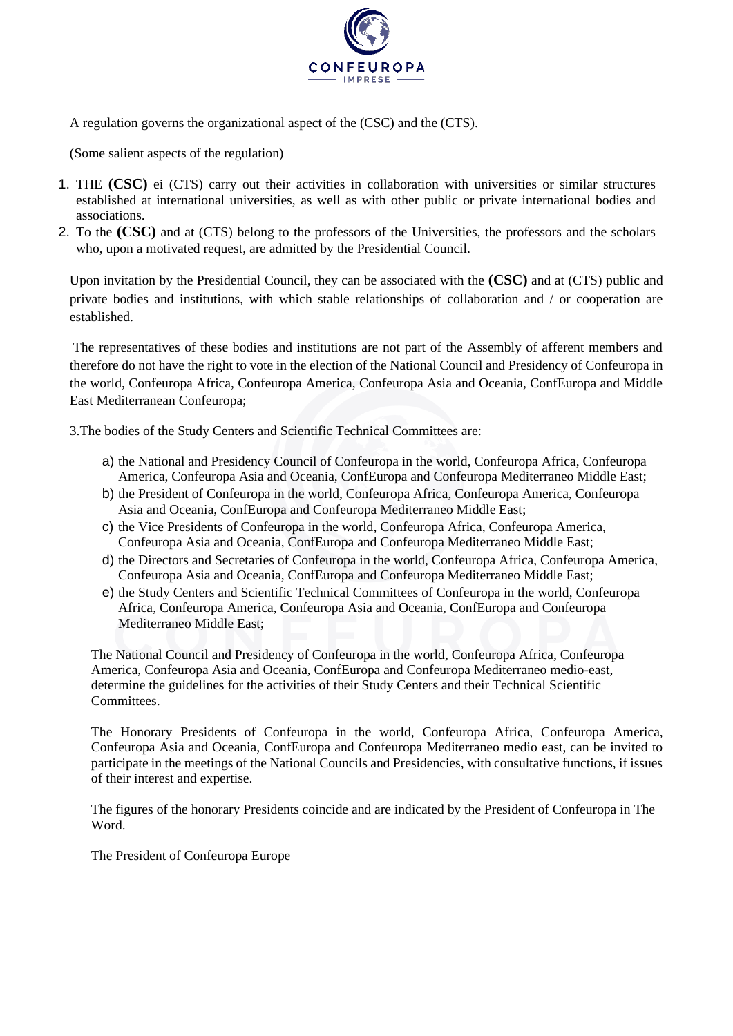A regulation governs the organizational aspect of the (CSC) and the (CTS).

(Some salient aspects of the regulation)

1. THE **(CSC)** ei (CTS) carry out their activities in collaboration with universities or similar structures established at international universities, as well as with other public or private international bodies and associations.
2. To the **(CSC)** and at (CTS) belong to the professors of the Universities, the professors and the scholars who, upon a motivated request, are admitted by the Presidential Council.

Upon invitation by the Presidential Council, they can be associated with the **(CSC)** and at (CTS) public and private bodies and institutions, with which stable relationships of collaboration and / or cooperation are established.

The representatives of these bodies and institutions are not part of the Assembly of afferent members and therefore do not have the right to vote in the election of the National Council and Presidency of Confeuropa in the world, Confeuropa Africa, Confeuropa America, Confeuropa Asia and Oceania, ConfEuropa and Middle East Mediterranean Confeuropa;

3.The bodies of the Study Centers and Scientific Technical Committees are:

a) the National and Presidency Council of Confeuropa in the world, Confeuropa Africa, Confeuropa America, Confeuropa Asia and Oceania, ConfEuropa and Confeuropa Mediterraneo Middle East;
b) the President of Confeuropa in the world, Confeuropa Africa, Confeuropa America, Confeuropa Asia and Oceania, ConfEuropa and Confeuropa Mediterraneo Middle East;
c) the Vice Presidents of Confeuropa in the world, Confeuropa Africa, Confeuropa America, Confeuropa Asia and Oceania, ConfEuropa and Confeuropa Mediterraneo Middle East;
d) the Directors and Secretaries of Confeuropa in the world, Confeuropa Africa, Confeuropa America, Confeuropa Asia and Oceania, ConfEuropa and Confeuropa Mediterraneo Middle East;
e) the Study Centers and Scientific Technical Committees of Confeuropa in the world, Confeuropa Africa, Confeuropa America, Confeuropa Asia and Oceania, ConfEuropa and Confeuropa Mediterraneo Middle East;

The National Council and Presidency of Confeuropa in the world, Confeuropa Africa, Confeuropa America, Confeuropa Asia and Oceania, ConfEuropa and Confeuropa Mediterraneo medio-east, determine the guidelines for the activities of their Study Centers and their Technical Scientific Committees.

The Honorary Presidents of Confeuropa in the world, Confeuropa Africa, Confeuropa America, Confeuropa Asia and Oceania, ConfEuropa and Confeuropa Mediterraneo medio east, can be invited to participate in the meetings of the National Councils and Presidencies, with consultative functions, if issues of their interest and expertise.

The figures of the honorary Presidents coincide and are indicated by the President of Confeuropa in The Word.

The President of Confeuropa Europe